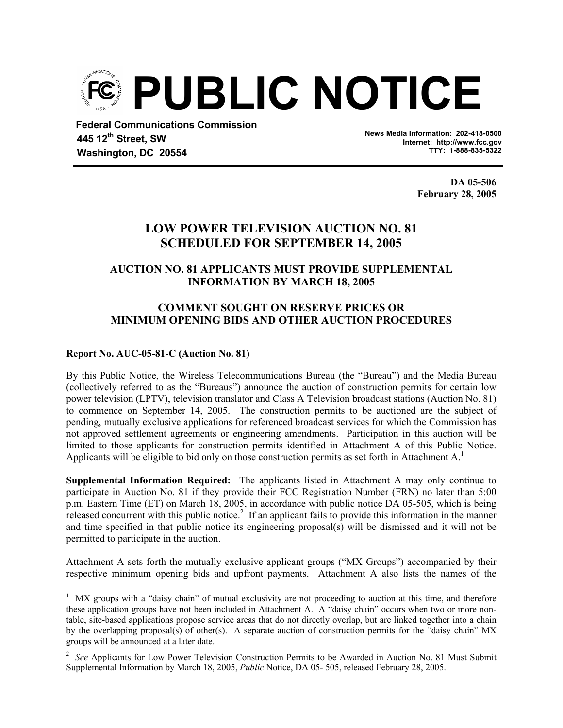# PUBLIC NOTICE

**Federal Communications Commission**
**445 12th Street, SW**
**Washington, DC 20554**

**News Media Information: 202-418-0500**
**Internet: http://www.fcc.gov**
**TTY: 1-888-835-5322**

**DA 05-506**
**February 28, 2005**

## LOW POWER TELEVISION AUCTION NO. 81 SCHEDULED FOR SEPTEMBER 14, 2005

### AUCTION NO. 81 APPLICANTS MUST PROVIDE SUPPLEMENTAL INFORMATION BY MARCH 18, 2005

### COMMENT SOUGHT ON RESERVE PRICES OR MINIMUM OPENING BIDS AND OTHER AUCTION PROCEDURES

**Report No. AUC-05-81-C (Auction No. 81)**

By this Public Notice, the Wireless Telecommunications Bureau (the "Bureau") and the Media Bureau (collectively referred to as the "Bureaus") announce the auction of construction permits for certain low power television (LPTV), television translator and Class A Television broadcast stations (Auction No. 81) to commence on September 14, 2005. The construction permits to be auctioned are the subject of pending, mutually exclusive applications for referenced broadcast services for which the Commission has not approved settlement agreements or engineering amendments. Participation in this auction will be limited to those applicants for construction permits identified in Attachment A of this Public Notice. Applicants will be eligible to bid only on those construction permits as set forth in Attachment A.[1]

**Supplemental Information Required:** The applicants listed in Attachment A may only continue to participate in Auction No. 81 if they provide their FCC Registration Number (FRN) no later than 5:00 p.m. Eastern Time (ET) on March 18, 2005, in accordance with public notice DA 05-505, which is being released concurrent with this public notice.[2] If an applicant fails to provide this information in the manner and time specified in that public notice its engineering proposal(s) will be dismissed and it will not be permitted to participate in the auction.

Attachment A sets forth the mutually exclusive applicant groups ("MX Groups") accompanied by their respective minimum opening bids and upfront payments. Attachment A also lists the names of the

---

[1] MX groups with a "daisy chain" of mutual exclusivity are not proceeding to auction at this time, and therefore these application groups have not been included in Attachment A. A "daisy chain" occurs when two or more non-table, site-based applications propose service areas that do not directly overlap, but are linked together into a chain by the overlapping proposal(s) of other(s). A separate auction of construction permits for the "daisy chain" MX groups will be announced at a later date.

[2] *See* Applicants for Low Power Television Construction Permits to be Awarded in Auction No. 81 Must Submit Supplemental Information by March 18, 2005, *Public* Notice, DA 05- 505, released February 28, 2005.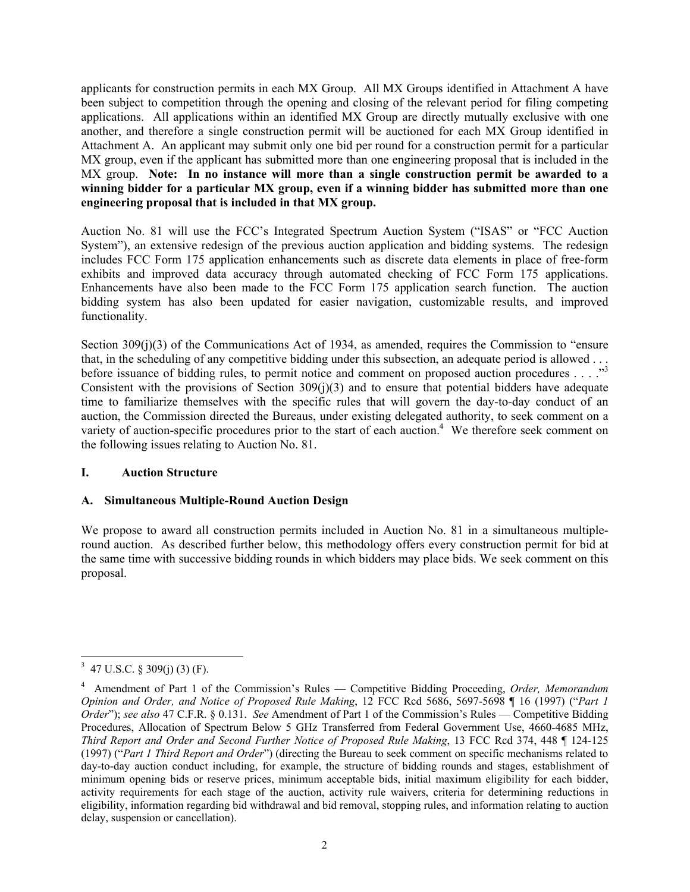applicants for construction permits in each MX Group. All MX Groups identified in Attachment A have been subject to competition through the opening and closing of the relevant period for filing competing applications. All applications within an identified MX Group are directly mutually exclusive with one another, and therefore a single construction permit will be auctioned for each MX Group identified in Attachment A. An applicant may submit only one bid per round for a construction permit for a particular MX group, even if the applicant has submitted more than one engineering proposal that is included in the MX group. **Note: In no instance will more than a single construction permit be awarded to a winning bidder for a particular MX group, even if a winning bidder has submitted more than one engineering proposal that is included in that MX group.**

Auction No. 81 will use the FCC's Integrated Spectrum Auction System ("ISAS" or "FCC Auction System"), an extensive redesign of the previous auction application and bidding systems. The redesign includes FCC Form 175 application enhancements such as discrete data elements in place of free-form exhibits and improved data accuracy through automated checking of FCC Form 175 applications. Enhancements have also been made to the FCC Form 175 application search function. The auction bidding system has also been updated for easier navigation, customizable results, and improved functionality.

Section 309(j)(3) of the Communications Act of 1934, as amended, requires the Commission to "ensure that, in the scheduling of any competitive bidding under this subsection, an adequate period is allowed . . . before issuance of bidding rules, to permit notice and comment on proposed auction procedures . . . ."[3] Consistent with the provisions of Section 309(j)(3) and to ensure that potential bidders have adequate time to familiarize themselves with the specific rules that will govern the day-to-day conduct of an auction, the Commission directed the Bureaus, under existing delegated authority, to seek comment on a variety of auction-specific procedures prior to the start of each auction.[4] We therefore seek comment on the following issues relating to Auction No. 81.

## I. Auction Structure

### A. Simultaneous Multiple-Round Auction Design

We propose to award all construction permits included in Auction No. 81 in a simultaneous multiple-round auction. As described further below, this methodology offers every construction permit for bid at the same time with successive bidding rounds in which bidders may place bids. We seek comment on this proposal.

---

[3] 47 U.S.C. § 309(j) (3) (F).

[4] Amendment of Part 1 of the Commission's Rules — Competitive Bidding Proceeding, *Order, Memorandum Opinion and Order, and Notice of Proposed Rule Making*, 12 FCC Rcd 5686, 5697-5698 ¶ 16 (1997) ("*Part 1 Order*"); *see also* 47 C.F.R. § 0.131. *See* Amendment of Part 1 of the Commission's Rules — Competitive Bidding Procedures, Allocation of Spectrum Below 5 GHz Transferred from Federal Government Use, 4660-4685 MHz, *Third Report and Order and Second Further Notice of Proposed Rule Making*, 13 FCC Rcd 374, 448 ¶ 124-125 (1997) ("*Part 1 Third Report and Order*") (directing the Bureau to seek comment on specific mechanisms related to day-to-day auction conduct including, for example, the structure of bidding rounds and stages, establishment of minimum opening bids or reserve prices, minimum acceptable bids, initial maximum eligibility for each bidder, activity requirements for each stage of the auction, activity rule waivers, criteria for determining reductions in eligibility, information regarding bid withdrawal and bid removal, stopping rules, and information relating to auction delay, suspension or cancellation).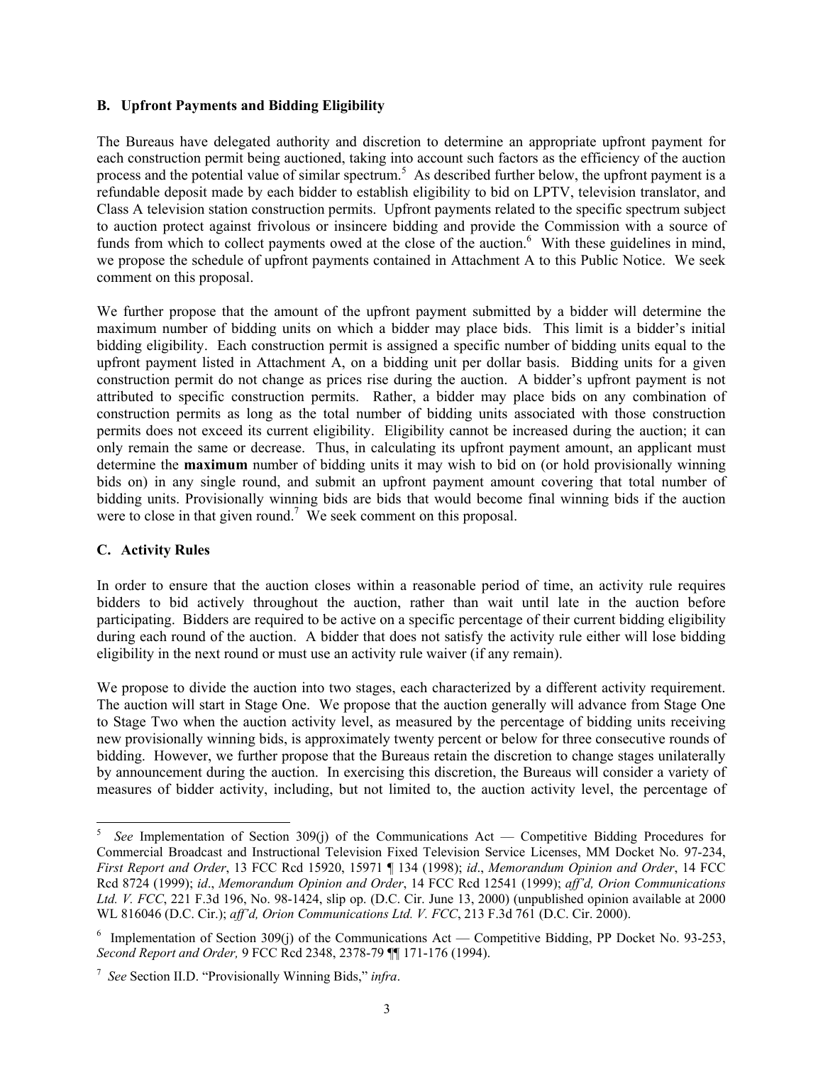### B. Upfront Payments and Bidding Eligibility

The Bureaus have delegated authority and discretion to determine an appropriate upfront payment for each construction permit being auctioned, taking into account such factors as the efficiency of the auction process and the potential value of similar spectrum.[5] As described further below, the upfront payment is a refundable deposit made by each bidder to establish eligibility to bid on LPTV, television translator, and Class A television station construction permits. Upfront payments related to the specific spectrum subject to auction protect against frivolous or insincere bidding and provide the Commission with a source of funds from which to collect payments owed at the close of the auction.[6] With these guidelines in mind, we propose the schedule of upfront payments contained in Attachment A to this Public Notice. We seek comment on this proposal.

We further propose that the amount of the upfront payment submitted by a bidder will determine the maximum number of bidding units on which a bidder may place bids. This limit is a bidder's initial bidding eligibility. Each construction permit is assigned a specific number of bidding units equal to the upfront payment listed in Attachment A, on a bidding unit per dollar basis. Bidding units for a given construction permit do not change as prices rise during the auction. A bidder's upfront payment is not attributed to specific construction permits. Rather, a bidder may place bids on any combination of construction permits as long as the total number of bidding units associated with those construction permits does not exceed its current eligibility. Eligibility cannot be increased during the auction; it can only remain the same or decrease. Thus, in calculating its upfront payment amount, an applicant must determine the **maximum** number of bidding units it may wish to bid on (or hold provisionally winning bids on) in any single round, and submit an upfront payment amount covering that total number of bidding units. Provisionally winning bids are bids that would become final winning bids if the auction were to close in that given round.[7] We seek comment on this proposal.

### C. Activity Rules

In order to ensure that the auction closes within a reasonable period of time, an activity rule requires bidders to bid actively throughout the auction, rather than wait until late in the auction before participating. Bidders are required to be active on a specific percentage of their current bidding eligibility during each round of the auction. A bidder that does not satisfy the activity rule either will lose bidding eligibility in the next round or must use an activity rule waiver (if any remain).

We propose to divide the auction into two stages, each characterized by a different activity requirement. The auction will start in Stage One. We propose that the auction generally will advance from Stage One to Stage Two when the auction activity level, as measured by the percentage of bidding units receiving new provisionally winning bids, is approximately twenty percent or below for three consecutive rounds of bidding. However, we further propose that the Bureaus retain the discretion to change stages unilaterally by announcement during the auction. In exercising this discretion, the Bureaus will consider a variety of measures of bidder activity, including, but not limited to, the auction activity level, the percentage of

---

[5] *See* Implementation of Section 309(j) of the Communications Act — Competitive Bidding Procedures for Commercial Broadcast and Instructional Television Fixed Television Service Licenses, MM Docket No. 97-234, *First Report and Order*, 13 FCC Rcd 15920, 15971 ¶ 134 (1998); *id*., *Memorandum Opinion and Order*, 14 FCC Rcd 8724 (1999); *id*., *Memorandum Opinion and Order*, 14 FCC Rcd 12541 (1999); *aff'd, Orion Communications Ltd. V. FCC*, 221 F.3d 196, No. 98-1424, slip op. (D.C. Cir. June 13, 2000) (unpublished opinion available at 2000 WL 816046 (D.C. Cir.); *aff'd, Orion Communications Ltd. V. FCC*, 213 F.3d 761 (D.C. Cir. 2000).

[6] Implementation of Section 309(j) of the Communications Act — Competitive Bidding, PP Docket No. 93-253, *Second Report and Order,* 9 FCC Rcd 2348, 2378-79 ¶¶ 171-176 (1994).

[7] *See* Section II.D. "Provisionally Winning Bids," *infra*.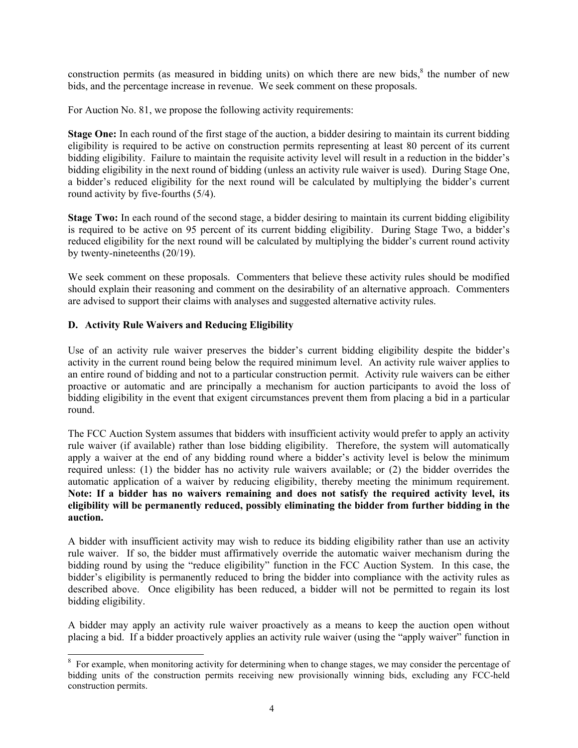construction permits (as measured in bidding units) on which there are new bids,[8] the number of new bids, and the percentage increase in revenue. We seek comment on these proposals.

For Auction No. 81, we propose the following activity requirements:

**Stage One:** In each round of the first stage of the auction, a bidder desiring to maintain its current bidding eligibility is required to be active on construction permits representing at least 80 percent of its current bidding eligibility. Failure to maintain the requisite activity level will result in a reduction in the bidder's bidding eligibility in the next round of bidding (unless an activity rule waiver is used). During Stage One, a bidder's reduced eligibility for the next round will be calculated by multiplying the bidder's current round activity by five-fourths (5/4).

**Stage Two:** In each round of the second stage, a bidder desiring to maintain its current bidding eligibility is required to be active on 95 percent of its current bidding eligibility. During Stage Two, a bidder's reduced eligibility for the next round will be calculated by multiplying the bidder's current round activity by twenty-nineteenths (20/19).

We seek comment on these proposals. Commenters that believe these activity rules should be modified should explain their reasoning and comment on the desirability of an alternative approach. Commenters are advised to support their claims with analyses and suggested alternative activity rules.

### D. Activity Rule Waivers and Reducing Eligibility

Use of an activity rule waiver preserves the bidder's current bidding eligibility despite the bidder's activity in the current round being below the required minimum level. An activity rule waiver applies to an entire round of bidding and not to a particular construction permit. Activity rule waivers can be either proactive or automatic and are principally a mechanism for auction participants to avoid the loss of bidding eligibility in the event that exigent circumstances prevent them from placing a bid in a particular round.

The FCC Auction System assumes that bidders with insufficient activity would prefer to apply an activity rule waiver (if available) rather than lose bidding eligibility. Therefore, the system will automatically apply a waiver at the end of any bidding round where a bidder's activity level is below the minimum required unless: (1) the bidder has no activity rule waivers available; or (2) the bidder overrides the automatic application of a waiver by reducing eligibility, thereby meeting the minimum requirement. **Note: If a bidder has no waivers remaining and does not satisfy the required activity level, its eligibility will be permanently reduced, possibly eliminating the bidder from further bidding in the auction.**

A bidder with insufficient activity may wish to reduce its bidding eligibility rather than use an activity rule waiver. If so, the bidder must affirmatively override the automatic waiver mechanism during the bidding round by using the "reduce eligibility" function in the FCC Auction System. In this case, the bidder's eligibility is permanently reduced to bring the bidder into compliance with the activity rules as described above. Once eligibility has been reduced, a bidder will not be permitted to regain its lost bidding eligibility.

A bidder may apply an activity rule waiver proactively as a means to keep the auction open without placing a bid. If a bidder proactively applies an activity rule waiver (using the "apply waiver" function in

[8] For example, when monitoring activity for determining when to change stages, we may consider the percentage of bidding units of the construction permits receiving new provisionally winning bids, excluding any FCC-held construction permits.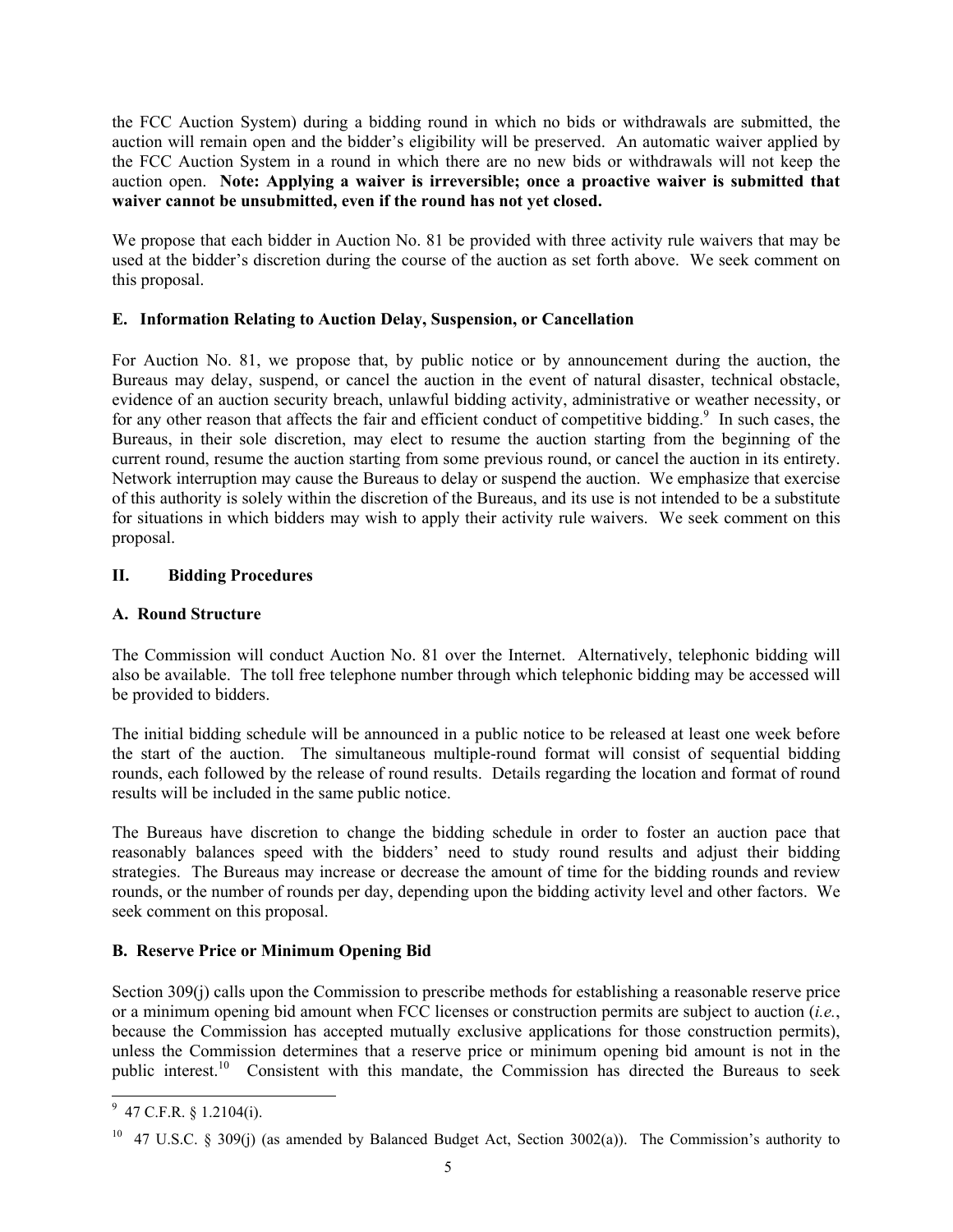the FCC Auction System) during a bidding round in which no bids or withdrawals are submitted, the auction will remain open and the bidder's eligibility will be preserved. An automatic waiver applied by the FCC Auction System in a round in which there are no new bids or withdrawals will not keep the auction open. **Note: Applying a waiver is irreversible; once a proactive waiver is submitted that waiver cannot be unsubmitted, even if the round has not yet closed.**

We propose that each bidder in Auction No. 81 be provided with three activity rule waivers that may be used at the bidder's discretion during the course of the auction as set forth above. We seek comment on this proposal.

### E. Information Relating to Auction Delay, Suspension, or Cancellation

For Auction No. 81, we propose that, by public notice or by announcement during the auction, the Bureaus may delay, suspend, or cancel the auction in the event of natural disaster, technical obstacle, evidence of an auction security breach, unlawful bidding activity, administrative or weather necessity, or for any other reason that affects the fair and efficient conduct of competitive bidding.[9] In such cases, the Bureaus, in their sole discretion, may elect to resume the auction starting from the beginning of the current round, resume the auction starting from some previous round, or cancel the auction in its entirety. Network interruption may cause the Bureaus to delay or suspend the auction. We emphasize that exercise of this authority is solely within the discretion of the Bureaus, and its use is not intended to be a substitute for situations in which bidders may wish to apply their activity rule waivers. We seek comment on this proposal.

## II. Bidding Procedures

### A. Round Structure

The Commission will conduct Auction No. 81 over the Internet. Alternatively, telephonic bidding will also be available. The toll free telephone number through which telephonic bidding may be accessed will be provided to bidders.

The initial bidding schedule will be announced in a public notice to be released at least one week before the start of the auction. The simultaneous multiple-round format will consist of sequential bidding rounds, each followed by the release of round results. Details regarding the location and format of round results will be included in the same public notice.

The Bureaus have discretion to change the bidding schedule in order to foster an auction pace that reasonably balances speed with the bidders' need to study round results and adjust their bidding strategies. The Bureaus may increase or decrease the amount of time for the bidding rounds and review rounds, or the number of rounds per day, depending upon the bidding activity level and other factors. We seek comment on this proposal.

### B. Reserve Price or Minimum Opening Bid

Section 309(j) calls upon the Commission to prescribe methods for establishing a reasonable reserve price or a minimum opening bid amount when FCC licenses or construction permits are subject to auction (*i.e.*, because the Commission has accepted mutually exclusive applications for those construction permits), unless the Commission determines that a reserve price or minimum opening bid amount is not in the public interest.[10] Consistent with this mandate, the Commission has directed the Bureaus to seek

---

[9] 47 C.F.R. § 1.2104(i).

[10] 47 U.S.C. § 309(j) (as amended by Balanced Budget Act, Section 3002(a)). The Commission's authority to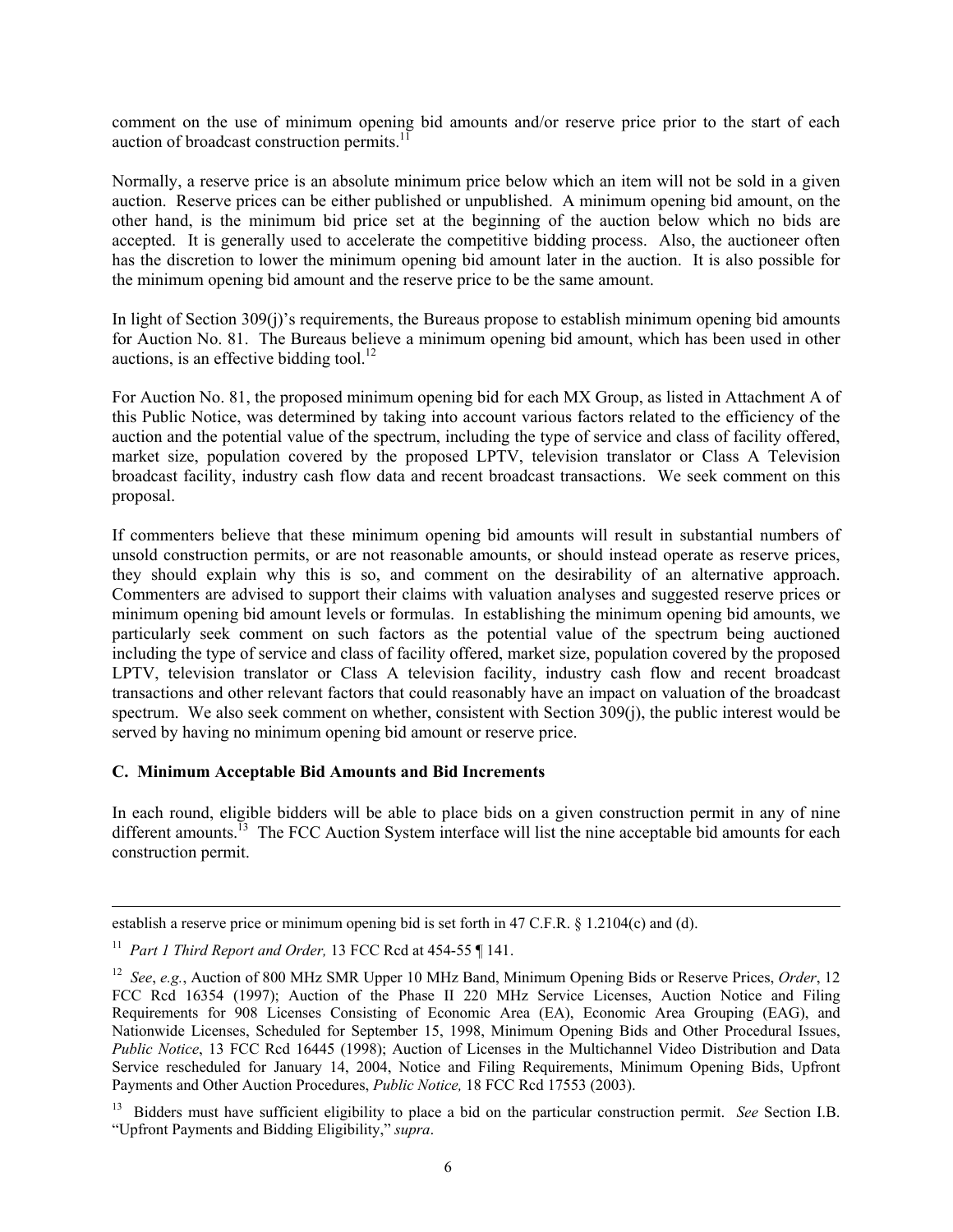comment on the use of minimum opening bid amounts and/or reserve price prior to the start of each auction of broadcast construction permits.[11]

Normally, a reserve price is an absolute minimum price below which an item will not be sold in a given auction. Reserve prices can be either published or unpublished. A minimum opening bid amount, on the other hand, is the minimum bid price set at the beginning of the auction below which no bids are accepted. It is generally used to accelerate the competitive bidding process. Also, the auctioneer often has the discretion to lower the minimum opening bid amount later in the auction. It is also possible for the minimum opening bid amount and the reserve price to be the same amount.

In light of Section 309(j)'s requirements, the Bureaus propose to establish minimum opening bid amounts for Auction No. 81. The Bureaus believe a minimum opening bid amount, which has been used in other auctions, is an effective bidding tool.[12]

For Auction No. 81, the proposed minimum opening bid for each MX Group, as listed in Attachment A of this Public Notice, was determined by taking into account various factors related to the efficiency of the auction and the potential value of the spectrum, including the type of service and class of facility offered, market size, population covered by the proposed LPTV, television translator or Class A Television broadcast facility, industry cash flow data and recent broadcast transactions. We seek comment on this proposal.

If commenters believe that these minimum opening bid amounts will result in substantial numbers of unsold construction permits, or are not reasonable amounts, or should instead operate as reserve prices, they should explain why this is so, and comment on the desirability of an alternative approach. Commenters are advised to support their claims with valuation analyses and suggested reserve prices or minimum opening bid amount levels or formulas. In establishing the minimum opening bid amounts, we particularly seek comment on such factors as the potential value of the spectrum being auctioned including the type of service and class of facility offered, market size, population covered by the proposed LPTV, television translator or Class A television facility, industry cash flow and recent broadcast transactions and other relevant factors that could reasonably have an impact on valuation of the broadcast spectrum. We also seek comment on whether, consistent with Section 309(j), the public interest would be served by having no minimum opening bid amount or reserve price.

### C. Minimum Acceptable Bid Amounts and Bid Increments

In each round, eligible bidders will be able to place bids on a given construction permit in any of nine different amounts.[13] The FCC Auction System interface will list the nine acceptable bid amounts for each construction permit.

---

establish a reserve price or minimum opening bid is set forth in 47 C.F.R. § 1.2104(c) and (d).

[11] *Part 1 Third Report and Order,* 13 FCC Rcd at 454-55 ¶ 141.

[12] *See*, *e.g.*, Auction of 800 MHz SMR Upper 10 MHz Band, Minimum Opening Bids or Reserve Prices, *Order*, 12 FCC Rcd 16354 (1997); Auction of the Phase II 220 MHz Service Licenses, Auction Notice and Filing Requirements for 908 Licenses Consisting of Economic Area (EA), Economic Area Grouping (EAG), and Nationwide Licenses, Scheduled for September 15, 1998, Minimum Opening Bids and Other Procedural Issues, *Public Notice*, 13 FCC Rcd 16445 (1998); Auction of Licenses in the Multichannel Video Distribution and Data Service rescheduled for January 14, 2004, Notice and Filing Requirements, Minimum Opening Bids, Upfront Payments and Other Auction Procedures, *Public Notice,* 18 FCC Rcd 17553 (2003).

[13] Bidders must have sufficient eligibility to place a bid on the particular construction permit. *See* Section I.B. "Upfront Payments and Bidding Eligibility," *supra*.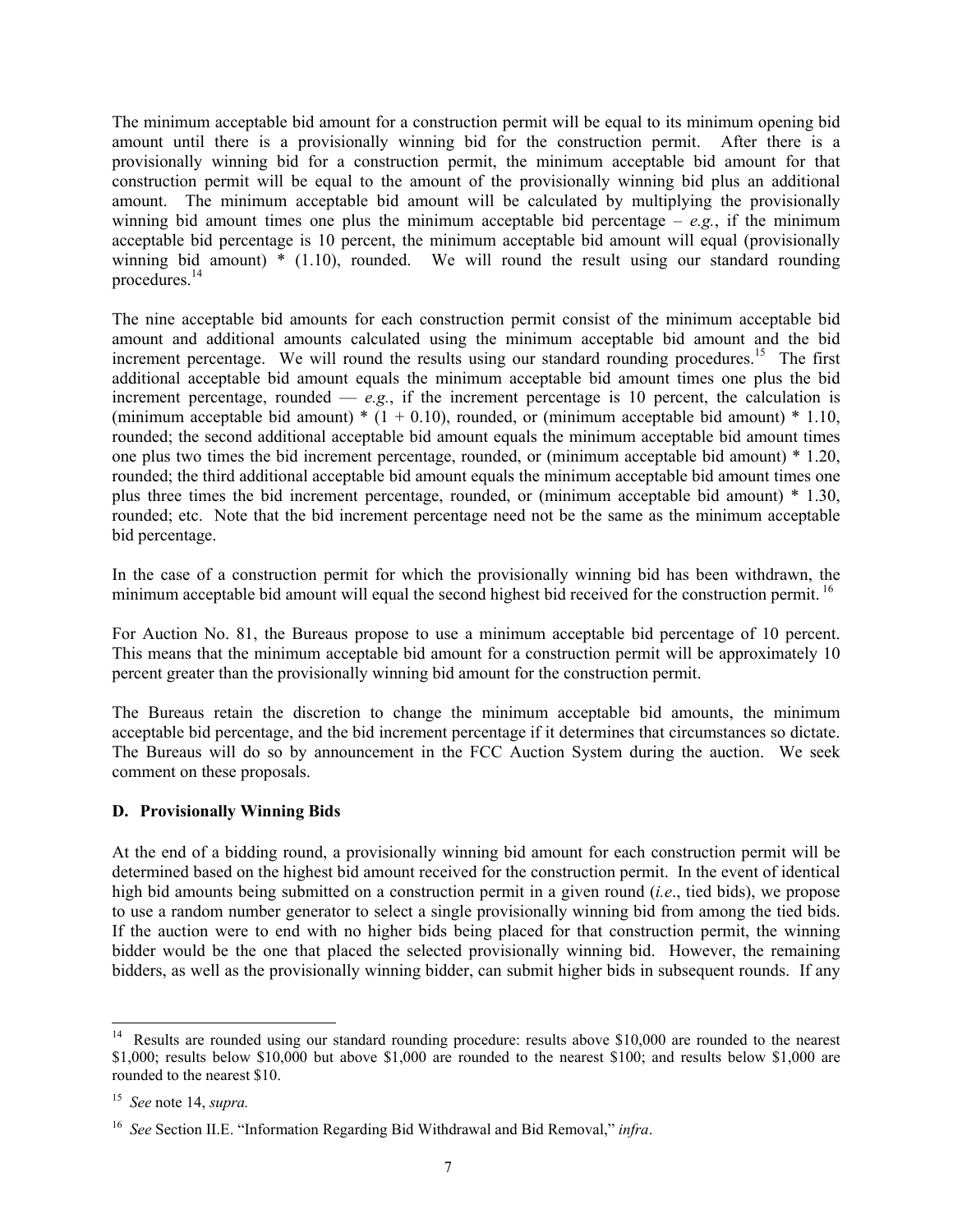The minimum acceptable bid amount for a construction permit will be equal to its minimum opening bid amount until there is a provisionally winning bid for the construction permit. After there is a provisionally winning bid for a construction permit, the minimum acceptable bid amount for that construction permit will be equal to the amount of the provisionally winning bid plus an additional amount. The minimum acceptable bid amount will be calculated by multiplying the provisionally winning bid amount times one plus the minimum acceptable bid percentage – *e.g.*, if the minimum acceptable bid percentage is 10 percent, the minimum acceptable bid amount will equal (provisionally winning bid amount) * (1.10), rounded. We will round the result using our standard rounding procedures.[14]

The nine acceptable bid amounts for each construction permit consist of the minimum acceptable bid amount and additional amounts calculated using the minimum acceptable bid amount and the bid increment percentage. We will round the results using our standard rounding procedures.[15] The first additional acceptable bid amount equals the minimum acceptable bid amount times one plus the bid increment percentage, rounded — *e.g.*, if the increment percentage is 10 percent, the calculation is (minimum acceptable bid amount) * (1 + 0.10), rounded, or (minimum acceptable bid amount) * 1.10, rounded; the second additional acceptable bid amount equals the minimum acceptable bid amount times one plus two times the bid increment percentage, rounded, or (minimum acceptable bid amount) * 1.20, rounded; the third additional acceptable bid amount equals the minimum acceptable bid amount times one plus three times the bid increment percentage, rounded, or (minimum acceptable bid amount) * 1.30, rounded; etc. Note that the bid increment percentage need not be the same as the minimum acceptable bid percentage.

In the case of a construction permit for which the provisionally winning bid has been withdrawn, the minimum acceptable bid amount will equal the second highest bid received for the construction permit.[16]

For Auction No. 81, the Bureaus propose to use a minimum acceptable bid percentage of 10 percent. This means that the minimum acceptable bid amount for a construction permit will be approximately 10 percent greater than the provisionally winning bid amount for the construction permit.

The Bureaus retain the discretion to change the minimum acceptable bid amounts, the minimum acceptable bid percentage, and the bid increment percentage if it determines that circumstances so dictate. The Bureaus will do so by announcement in the FCC Auction System during the auction. We seek comment on these proposals.

### D. Provisionally Winning Bids

At the end of a bidding round, a provisionally winning bid amount for each construction permit will be determined based on the highest bid amount received for the construction permit. In the event of identical high bid amounts being submitted on a construction permit in a given round (*i.e*., tied bids), we propose to use a random number generator to select a single provisionally winning bid from among the tied bids. If the auction were to end with no higher bids being placed for that construction permit, the winning bidder would be the one that placed the selected provisionally winning bid. However, the remaining bidders, as well as the provisionally winning bidder, can submit higher bids in subsequent rounds. If any

---

[14] Results are rounded using our standard rounding procedure: results above $10,000 are rounded to the nearest $1,000; results below $10,000 but above $1,000 are rounded to the nearest $100; and results below $1,000 are rounded to the nearest $10.

[15] *See* note 14, *supra.*

[16] *See* Section II.E. "Information Regarding Bid Withdrawal and Bid Removal," *infra*.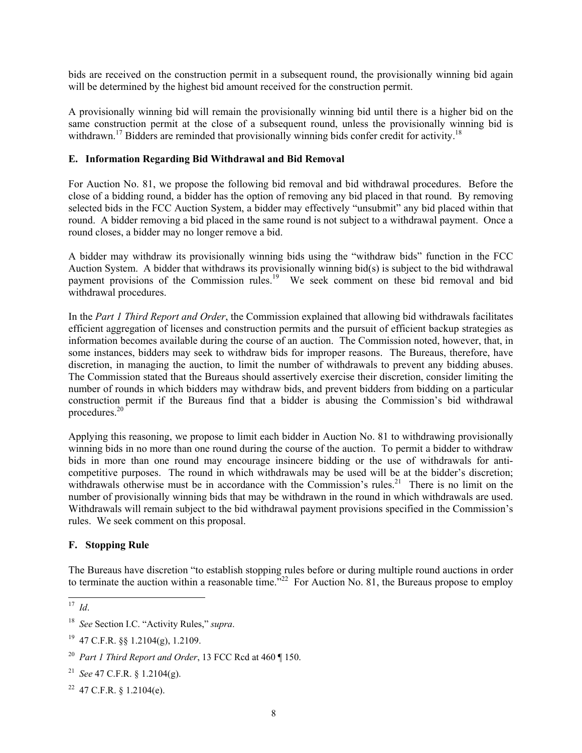bids are received on the construction permit in a subsequent round, the provisionally winning bid again will be determined by the highest bid amount received for the construction permit.

A provisionally winning bid will remain the provisionally winning bid until there is a higher bid on the same construction permit at the close of a subsequent round, unless the provisionally winning bid is withdrawn.[17] Bidders are reminded that provisionally winning bids confer credit for activity.[18]

### E. Information Regarding Bid Withdrawal and Bid Removal

For Auction No. 81, we propose the following bid removal and bid withdrawal procedures. Before the close of a bidding round, a bidder has the option of removing any bid placed in that round. By removing selected bids in the FCC Auction System, a bidder may effectively "unsubmit" any bid placed within that round. A bidder removing a bid placed in the same round is not subject to a withdrawal payment. Once a round closes, a bidder may no longer remove a bid.

A bidder may withdraw its provisionally winning bids using the "withdraw bids" function in the FCC Auction System. A bidder that withdraws its provisionally winning bid(s) is subject to the bid withdrawal payment provisions of the Commission rules.[19] We seek comment on these bid removal and bid withdrawal procedures.

In the *Part 1 Third Report and Order*, the Commission explained that allowing bid withdrawals facilitates efficient aggregation of licenses and construction permits and the pursuit of efficient backup strategies as information becomes available during the course of an auction. The Commission noted, however, that, in some instances, bidders may seek to withdraw bids for improper reasons. The Bureaus, therefore, have discretion, in managing the auction, to limit the number of withdrawals to prevent any bidding abuses. The Commission stated that the Bureaus should assertively exercise their discretion, consider limiting the number of rounds in which bidders may withdraw bids, and prevent bidders from bidding on a particular construction permit if the Bureaus find that a bidder is abusing the Commission's bid withdrawal procedures.[20]

Applying this reasoning, we propose to limit each bidder in Auction No. 81 to withdrawing provisionally winning bids in no more than one round during the course of the auction. To permit a bidder to withdraw bids in more than one round may encourage insincere bidding or the use of withdrawals for anti-competitive purposes. The round in which withdrawals may be used will be at the bidder's discretion; withdrawals otherwise must be in accordance with the Commission's rules.[21] There is no limit on the number of provisionally winning bids that may be withdrawn in the round in which withdrawals are used. Withdrawals will remain subject to the bid withdrawal payment provisions specified in the Commission's rules. We seek comment on this proposal.

### F. Stopping Rule

The Bureaus have discretion "to establish stopping rules before or during multiple round auctions in order to terminate the auction within a reasonable time."[22] For Auction No. 81, the Bureaus propose to employ

---

[17] *Id*.

[18] *See* Section I.C. "Activity Rules," *supra*.

[19] 47 C.F.R. §§ 1.2104(g), 1.2109.

[20] *Part 1 Third Report and Order*, 13 FCC Rcd at 460 ¶ 150.

[21] *See* 47 C.F.R. § 1.2104(g).

[22] 47 C.F.R. § 1.2104(e).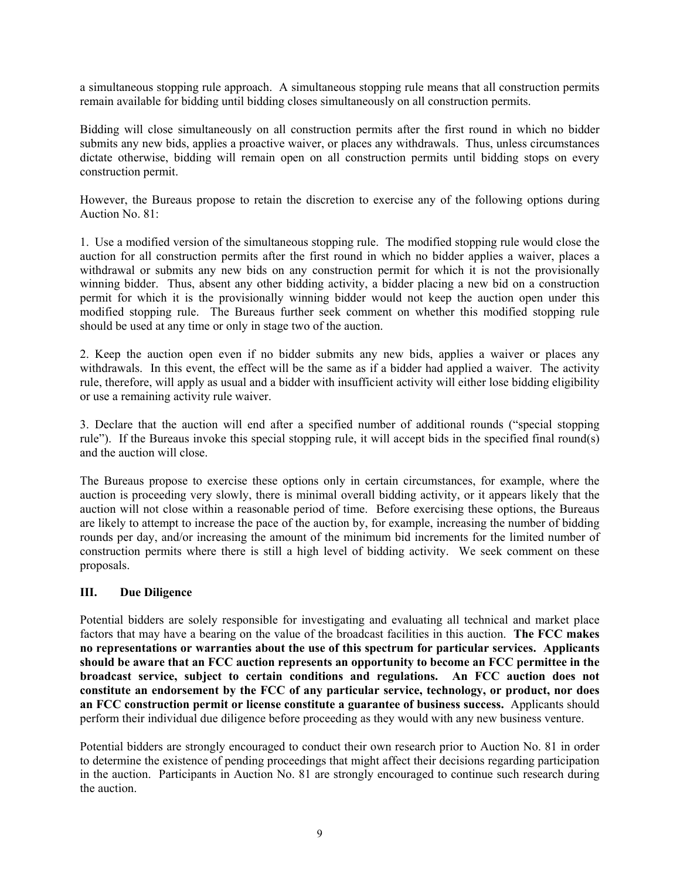a simultaneous stopping rule approach. A simultaneous stopping rule means that all construction permits remain available for bidding until bidding closes simultaneously on all construction permits.

Bidding will close simultaneously on all construction permits after the first round in which no bidder submits any new bids, applies a proactive waiver, or places any withdrawals. Thus, unless circumstances dictate otherwise, bidding will remain open on all construction permits until bidding stops on every construction permit.

However, the Bureaus propose to retain the discretion to exercise any of the following options during Auction No. 81:

1. Use a modified version of the simultaneous stopping rule. The modified stopping rule would close the auction for all construction permits after the first round in which no bidder applies a waiver, places a withdrawal or submits any new bids on any construction permit for which it is not the provisionally winning bidder. Thus, absent any other bidding activity, a bidder placing a new bid on a construction permit for which it is the provisionally winning bidder would not keep the auction open under this modified stopping rule. The Bureaus further seek comment on whether this modified stopping rule should be used at any time or only in stage two of the auction.

2. Keep the auction open even if no bidder submits any new bids, applies a waiver or places any withdrawals. In this event, the effect will be the same as if a bidder had applied a waiver. The activity rule, therefore, will apply as usual and a bidder with insufficient activity will either lose bidding eligibility or use a remaining activity rule waiver.

3. Declare that the auction will end after a specified number of additional rounds ("special stopping rule"). If the Bureaus invoke this special stopping rule, it will accept bids in the specified final round(s) and the auction will close.

The Bureaus propose to exercise these options only in certain circumstances, for example, where the auction is proceeding very slowly, there is minimal overall bidding activity, or it appears likely that the auction will not close within a reasonable period of time. Before exercising these options, the Bureaus are likely to attempt to increase the pace of the auction by, for example, increasing the number of bidding rounds per day, and/or increasing the amount of the minimum bid increments for the limited number of construction permits where there is still a high level of bidding activity. We seek comment on these proposals.

## III. Due Diligence

Potential bidders are solely responsible for investigating and evaluating all technical and market place factors that may have a bearing on the value of the broadcast facilities in this auction. **The FCC makes no representations or warranties about the use of this spectrum for particular services. Applicants should be aware that an FCC auction represents an opportunity to become an FCC permittee in the broadcast service, subject to certain conditions and regulations. An FCC auction does not constitute an endorsement by the FCC of any particular service, technology, or product, nor does an FCC construction permit or license constitute a guarantee of business success.** Applicants should perform their individual due diligence before proceeding as they would with any new business venture.

Potential bidders are strongly encouraged to conduct their own research prior to Auction No. 81 in order to determine the existence of pending proceedings that might affect their decisions regarding participation in the auction. Participants in Auction No. 81 are strongly encouraged to continue such research during the auction.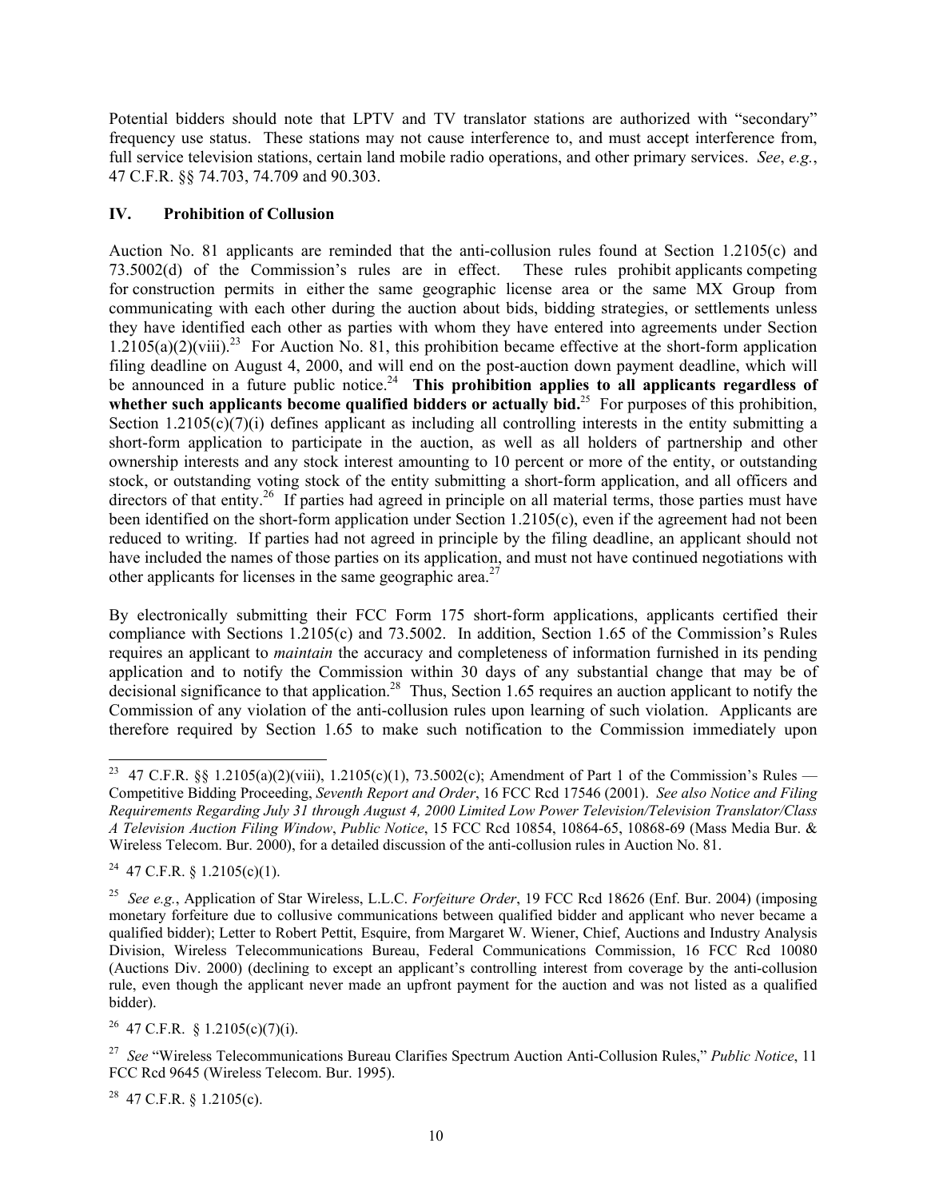Potential bidders should note that LPTV and TV translator stations are authorized with "secondary" frequency use status. These stations may not cause interference to, and must accept interference from, full service television stations, certain land mobile radio operations, and other primary services. *See*, *e.g.*, 47 C.F.R. §§ 74.703, 74.709 and 90.303.

## IV. Prohibition of Collusion

Auction No. 81 applicants are reminded that the anti-collusion rules found at Section 1.2105(c) and 73.5002(d) of the Commission's rules are in effect. These rules prohibit applicants competing for construction permits in either the same geographic license area or the same MX Group from communicating with each other during the auction about bids, bidding strategies, or settlements unless they have identified each other as parties with whom they have entered into agreements under Section 1.2105(a)(2)(viii).[23] For Auction No. 81, this prohibition became effective at the short-form application filing deadline on August 4, 2000, and will end on the post-auction down payment deadline, which will be announced in a future public notice.[24] **This prohibition applies to all applicants regardless of whether such applicants become qualified bidders or actually bid.**[25] For purposes of this prohibition, Section 1.2105(c)(7)(i) defines applicant as including all controlling interests in the entity submitting a short-form application to participate in the auction, as well as all holders of partnership and other ownership interests and any stock interest amounting to 10 percent or more of the entity, or outstanding stock, or outstanding voting stock of the entity submitting a short-form application, and all officers and directors of that entity.[26] If parties had agreed in principle on all material terms, those parties must have been identified on the short-form application under Section 1.2105(c), even if the agreement had not been reduced to writing. If parties had not agreed in principle by the filing deadline, an applicant should not have included the names of those parties on its application, and must not have continued negotiations with other applicants for licenses in the same geographic area.[27]

By electronically submitting their FCC Form 175 short-form applications, applicants certified their compliance with Sections 1.2105(c) and 73.5002. In addition, Section 1.65 of the Commission's Rules requires an applicant to *maintain* the accuracy and completeness of information furnished in its pending application and to notify the Commission within 30 days of any substantial change that may be of decisional significance to that application.[28] Thus, Section 1.65 requires an auction applicant to notify the Commission of any violation of the anti-collusion rules upon learning of such violation. Applicants are therefore required by Section 1.65 to make such notification to the Commission immediately upon

---

[23] 47 C.F.R. §§ 1.2105(a)(2)(viii), 1.2105(c)(1), 73.5002(c); Amendment of Part 1 of the Commission's Rules — Competitive Bidding Proceeding, *Seventh Report and Order*, 16 FCC Rcd 17546 (2001). *See also Notice and Filing Requirements Regarding July 31 through August 4, 2000 Limited Low Power Television/Television Translator/Class A Television Auction Filing Window*, *Public Notice*, 15 FCC Rcd 10854, 10864-65, 10868-69 (Mass Media Bur. & Wireless Telecom. Bur. 2000), for a detailed discussion of the anti-collusion rules in Auction No. 81.

[24] 47 C.F.R. § 1.2105(c)(1).

[25] *See e.g.*, Application of Star Wireless, L.L.C. *Forfeiture Order*, 19 FCC Rcd 18626 (Enf. Bur. 2004) (imposing monetary forfeiture due to collusive communications between qualified bidder and applicant who never became a qualified bidder); Letter to Robert Pettit, Esquire, from Margaret W. Wiener, Chief, Auctions and Industry Analysis Division, Wireless Telecommunications Bureau, Federal Communications Commission, 16 FCC Rcd 10080 (Auctions Div. 2000) (declining to except an applicant's controlling interest from coverage by the anti-collusion rule, even though the applicant never made an upfront payment for the auction and was not listed as a qualified bidder).

[26] 47 C.F.R. § 1.2105(c)(7)(i).

[27] *See* "Wireless Telecommunications Bureau Clarifies Spectrum Auction Anti-Collusion Rules," *Public Notice*, 11 FCC Rcd 9645 (Wireless Telecom. Bur. 1995).

[28] 47 C.F.R. § 1.2105(c).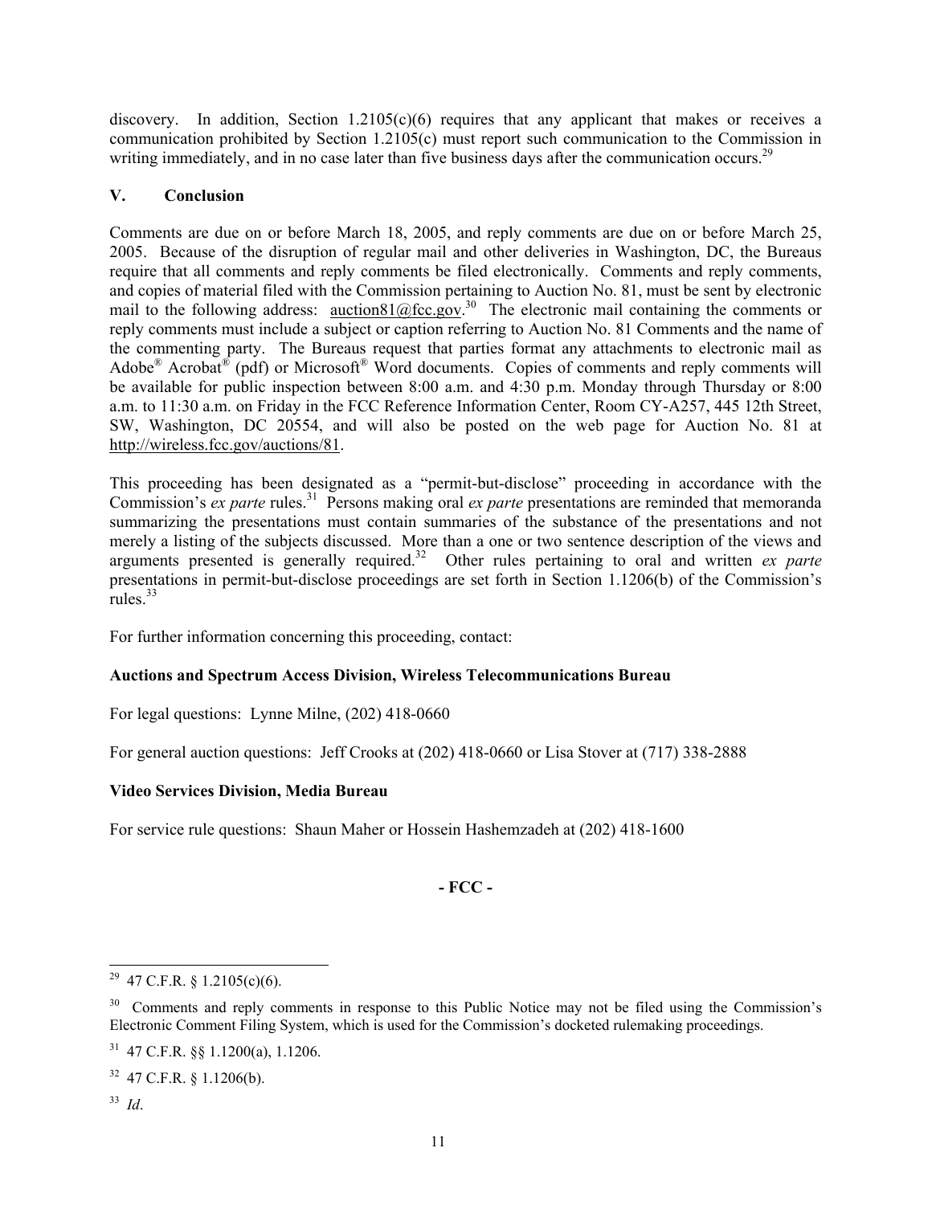discovery. In addition, Section 1.2105(c)(6) requires that any applicant that makes or receives a communication prohibited by Section 1.2105(c) must report such communication to the Commission in writing immediately, and in no case later than five business days after the communication occurs.[29]

## V. Conclusion

Comments are due on or before March 18, 2005, and reply comments are due on or before March 25, 2005. Because of the disruption of regular mail and other deliveries in Washington, DC, the Bureaus require that all comments and reply comments be filed electronically. Comments and reply comments, and copies of material filed with the Commission pertaining to Auction No. 81, must be sent by electronic mail to the following address: auction81@fcc.gov.[30] The electronic mail containing the comments or reply comments must include a subject or caption referring to Auction No. 81 Comments and the name of the commenting party. The Bureaus request that parties format any attachments to electronic mail as Adobe® Acrobat® (pdf) or Microsoft® Word documents. Copies of comments and reply comments will be available for public inspection between 8:00 a.m. and 4:30 p.m. Monday through Thursday or 8:00 a.m. to 11:30 a.m. on Friday in the FCC Reference Information Center, Room CY-A257, 445 12th Street, SW, Washington, DC 20554, and will also be posted on the web page for Auction No. 81 at http://wireless.fcc.gov/auctions/81.

This proceeding has been designated as a "permit-but-disclose" proceeding in accordance with the Commission's *ex parte* rules.[31] Persons making oral *ex parte* presentations are reminded that memoranda summarizing the presentations must contain summaries of the substance of the presentations and not merely a listing of the subjects discussed. More than a one or two sentence description of the views and arguments presented is generally required.[32] Other rules pertaining to oral and written *ex parte* presentations in permit-but-disclose proceedings are set forth in Section 1.1206(b) of the Commission's rules.[33]

For further information concerning this proceeding, contact:

**Auctions and Spectrum Access Division, Wireless Telecommunications Bureau**

For legal questions: Lynne Milne, (202) 418-0660

For general auction questions: Jeff Crooks at (202) 418-0660 or Lisa Stover at (717) 338-2888

**Video Services Division, Media Bureau**

For service rule questions: Shaun Maher or Hossein Hashemzadeh at (202) 418-1600

**- FCC -**

---

[29] 47 C.F.R. § 1.2105(c)(6).

[30] Comments and reply comments in response to this Public Notice may not be filed using the Commission's Electronic Comment Filing System, which is used for the Commission's docketed rulemaking proceedings.

[31] 47 C.F.R. §§ 1.1200(a), 1.1206.

[32] 47 C.F.R. § 1.1206(b).

[33] *Id*.